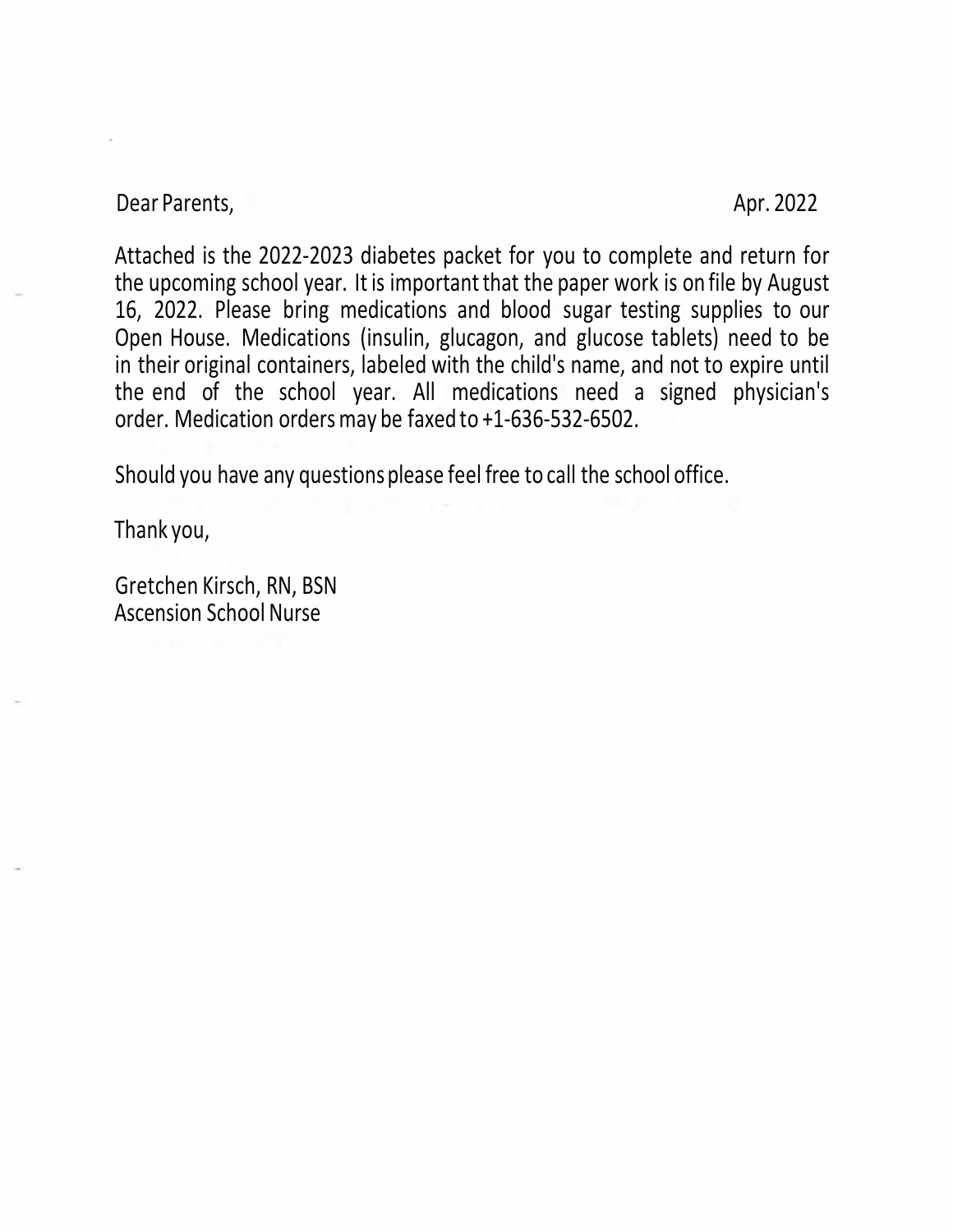Dear Parents, Apr. 2022

Attached is the 2022-2023 diabetes packet for you to complete and return for the upcoming school year. It is important that the paper work is on file by August 16, 2022. Please bring medications and blood sugar testing supplies to our Open House. Medications (insulin, glucagon, and glucose tablets) need to be in their original containers, labeled with the child's name, and not to expire until the end of the school year. All medications need a signed physician's order. Medication orders may be faxed to +1-636-532-6502.

Should you have any questions please feel free to call the school office.

Thank you,

Gretchen Kirsch, RN, BSN
Ascension School Nurse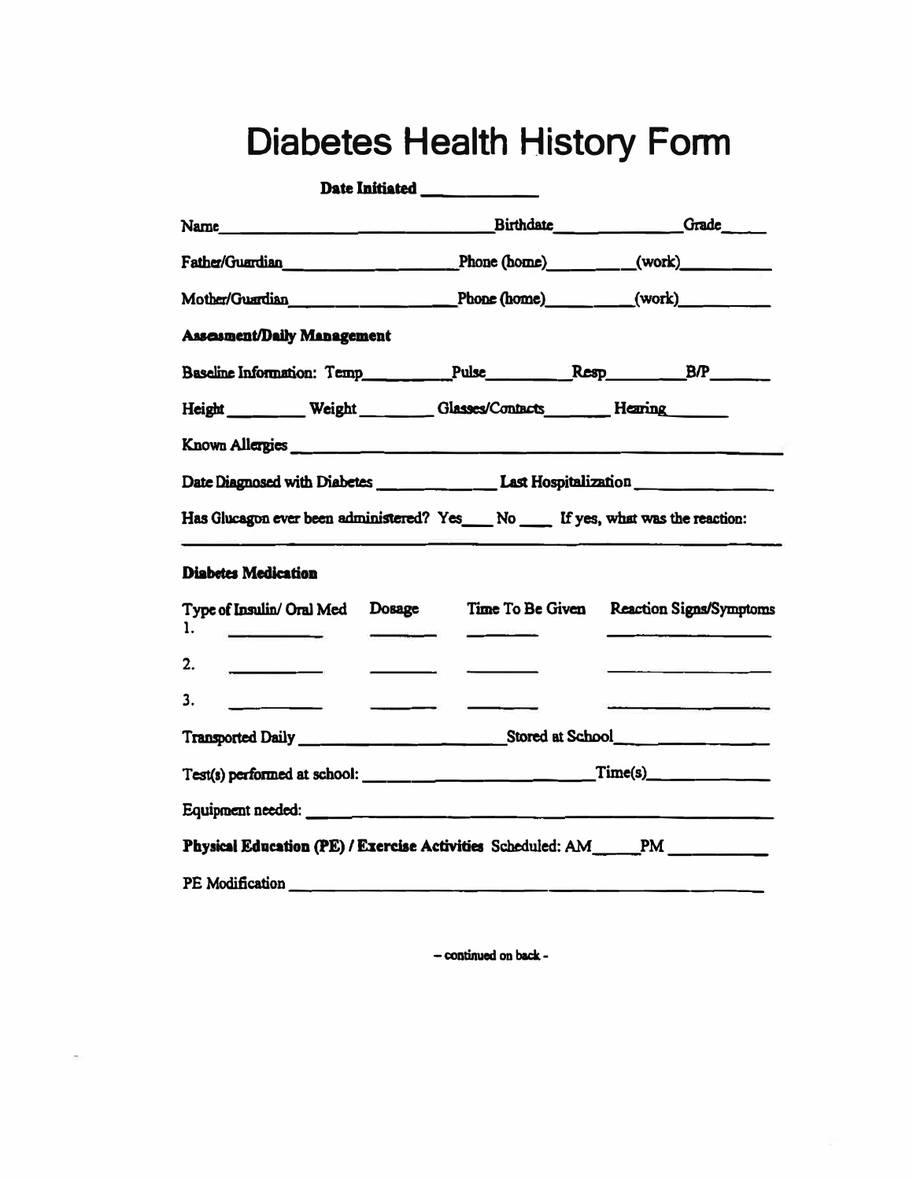# Diabetes Health History Form

**Date Initiated** ____________

Name ______________________________ Birthdate ______________ Grade ____

Father/Guardian ____________________ Phone (home) ________ (work) __________

Mother/Guardian ____________________ Phone (home) ________ (work) __________

**Assessment/Daily Management**

Baseline Information: Temp ________ Pulse ________ Resp ________ B/P ______

Height ________ Weight ________ Glasses/Contacts _______ Hearing _______

Known Allergies ____________________________________________

Date Diagnosed with Diabetes ______________ Last Hospitalization ______________

Has Glucagon ever been administered? Yes ___ No ___ If yes, what was the reaction:

____________________________________________

**Diabetes Medication**

| Type of Insulin/ Oral Med | Dosage | Time To Be Given | Reaction Signs/Symptoms |
| --- | --- | --- | --- |
| 1. ________ | ________ | ________ | ________ |
| 2. ________ | ________ | ________ | ________ |
| 3. ________ | ________ | ________ | ________ |

Transported Daily ______________________ Stored at School ______________

Test(s) performed at school: ______________________ Time(s) ______________

Equipment needed: ____________________________________________

**Physical Education (PE) / Exercise Activities** Scheduled: AM _____ PM __________

PE Modification ____________________________________________

– continued on back -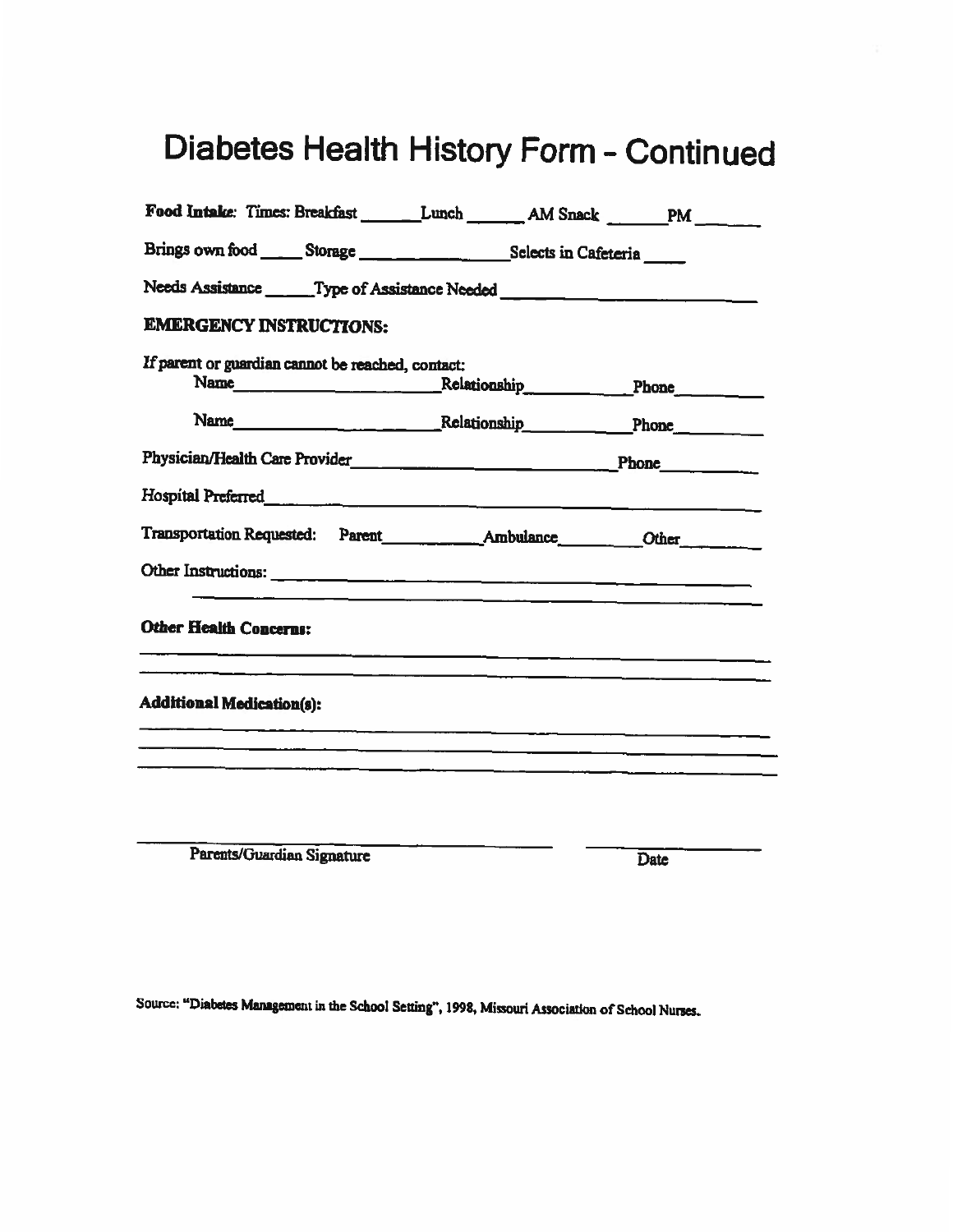# Diabetes Health History Form - Continued

**Food Intake:** Times: Breakfast ______ Lunch ______ AM Snack ______ PM ______

Brings own food _____ Storage ________________ Selects in Cafeteria _____

Needs Assistance _____ Type of Assistance Needed ________________________

**EMERGENCY INSTRUCTIONS:**

*If* parent or guardian cannot be reached, contact:

Name ______________________ Relationship ___________ Phone __________

Name ______________________ Relationship ___________ Phone __________

Physician/Health Care Provider ___________________________ Phone __________

Hospital Preferred ________________________________________________

Transportation Requested: Parent ___________ Ambulance _________ Other ________

Other Instructions: ________________________________________________

____________________________________________________________

**Other Health Concerns:**

____________________________________________________________

____________________________________________________________

**Additional Medication(s):**

____________________________________________________________

____________________________________________________________

____________________________________________________________

______________________________ Parents/Guardian Signature

______________ Date

Source: "Diabetes Management in the School Setting", 1998, Missouri Association of School Nurses.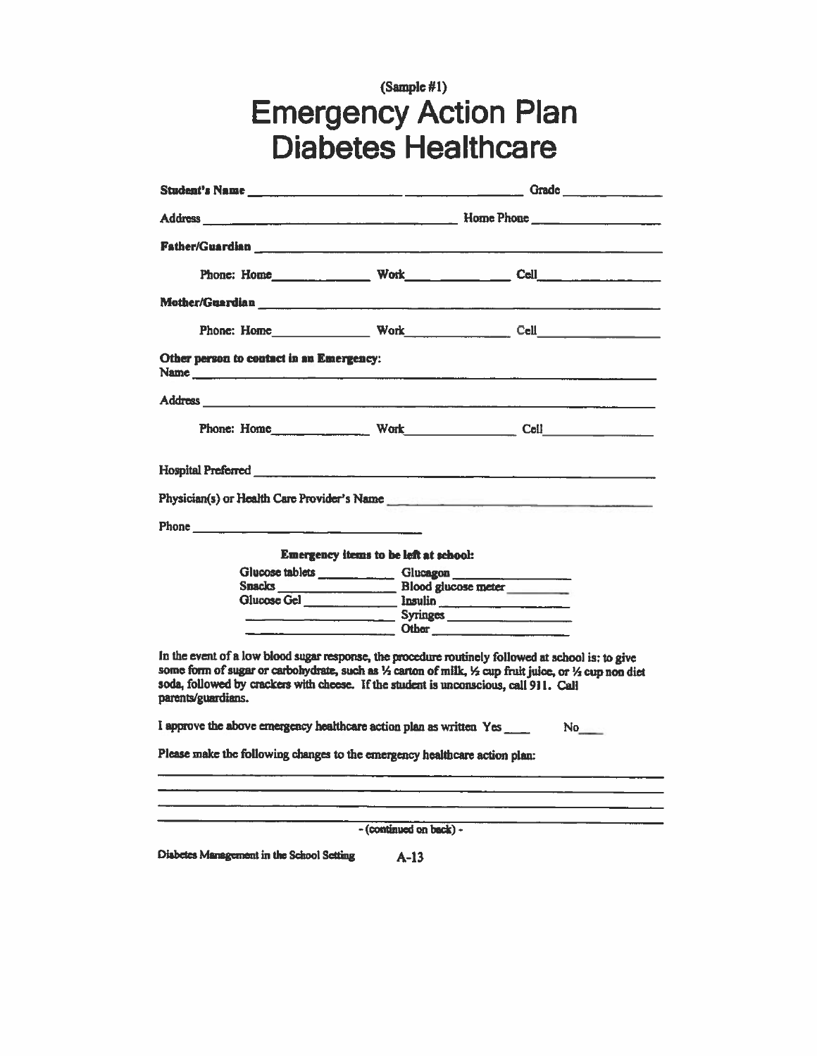(Sample #1)

# Emergency Action Plan
# Diabetes Healthcare

**Student's Name** ______________________________ Grade __________

Address ______________________________ Home Phone ______________

**Father/Guardian** ______________________________

Phone: Home ____________ Work ____________ Cell ____________

**Mother/Guardian** ______________________________

Phone: Home ____________ Work ____________ Cell ____________

**Other person to contact in an Emergency:**

Name ______________________________

Address ______________________________

Phone: Home ____________ Work ____________ Cell ____________

Hospital Preferred ______________________________

Physician(s) or Health Care Provider's Name ______________________________

Phone ______________________________

**Emergency items to be left at school:**

| | |
|---|---|
| Glucose tablets ________ | Glucagon ________ |
| Snacks ________ | Blood glucose meter ________ |
| Glucose Gel ________ | Insulin ________ |
| ________ | Syringes ________ |
| ________ | Other ________ |

In the event of a low blood sugar response, the procedure routinely followed at school is: to give some form of sugar or carbohydrate, such as ½ carton of milk, ½ cup fruit juice, or ½ cup non diet soda, followed by crackers with cheese. If the student is unconscious, call 911. Call parents/guardians.

I approve the above emergency healthcare action plan as written Yes ____ No____

Please make the following changes to the emergency healthcare action plan:

______________________________

______________________________

______________________________

______________________________

- (continued on back) -

Diabetes Management in the School Setting A-13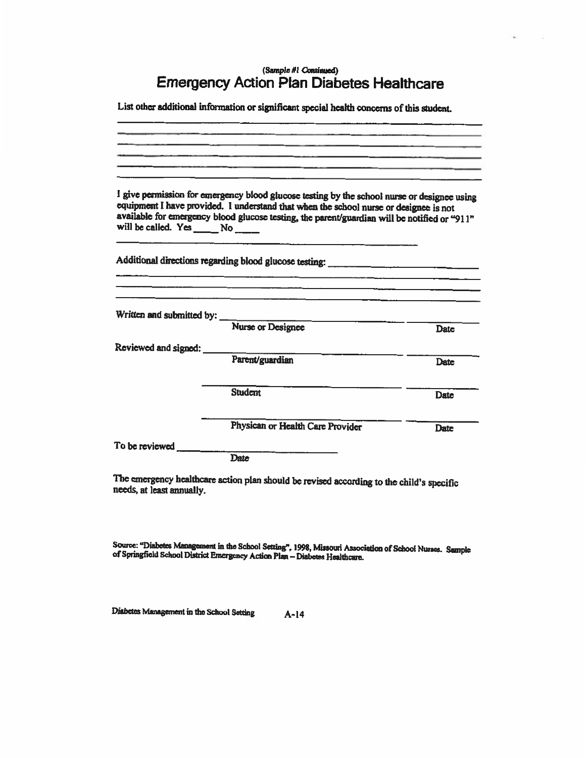(Sample #1 Continued)

# Emergency Action Plan Diabetes Healthcare

List other additional information or significant special health concerns of this student.

______________________________________________________________________

______________________________________________________________________

______________________________________________________________________

______________________________________________________________________

______________________________________________________________________

______________________________________________________________________

I give permission for emergency blood glucose testing by the school nurse or designee using equipment I have provided. I understand that when the school nurse or designee is not available for emergency blood glucose testing, the parent/guardian will be notified or "911" will be called. Yes _____ No _____

____________________________________________________

Additional directions regarding blood glucose testing: ____________________________

______________________________________________________________________

______________________________________________________________________

______________________________________________________________________

Written and submitted by: ______________________________ ____________
Nurse or Designee Date

Reviewed and signed: ______________________________ ____________
Parent/guardian Date

______________________________ ____________
Student Date

______________________________ ____________
Physican or Health Care Provider Date

To be reviewed ______________________________
Date

The emergency healthcare action plan should be revised according to the child's specific needs, at least annually.

Source: "Diabetes Management in the School Setting", 1998, Missouri Association of School Nurses. Sample of Springfield School District Emergency Action Plan – Diabetes Healthcare.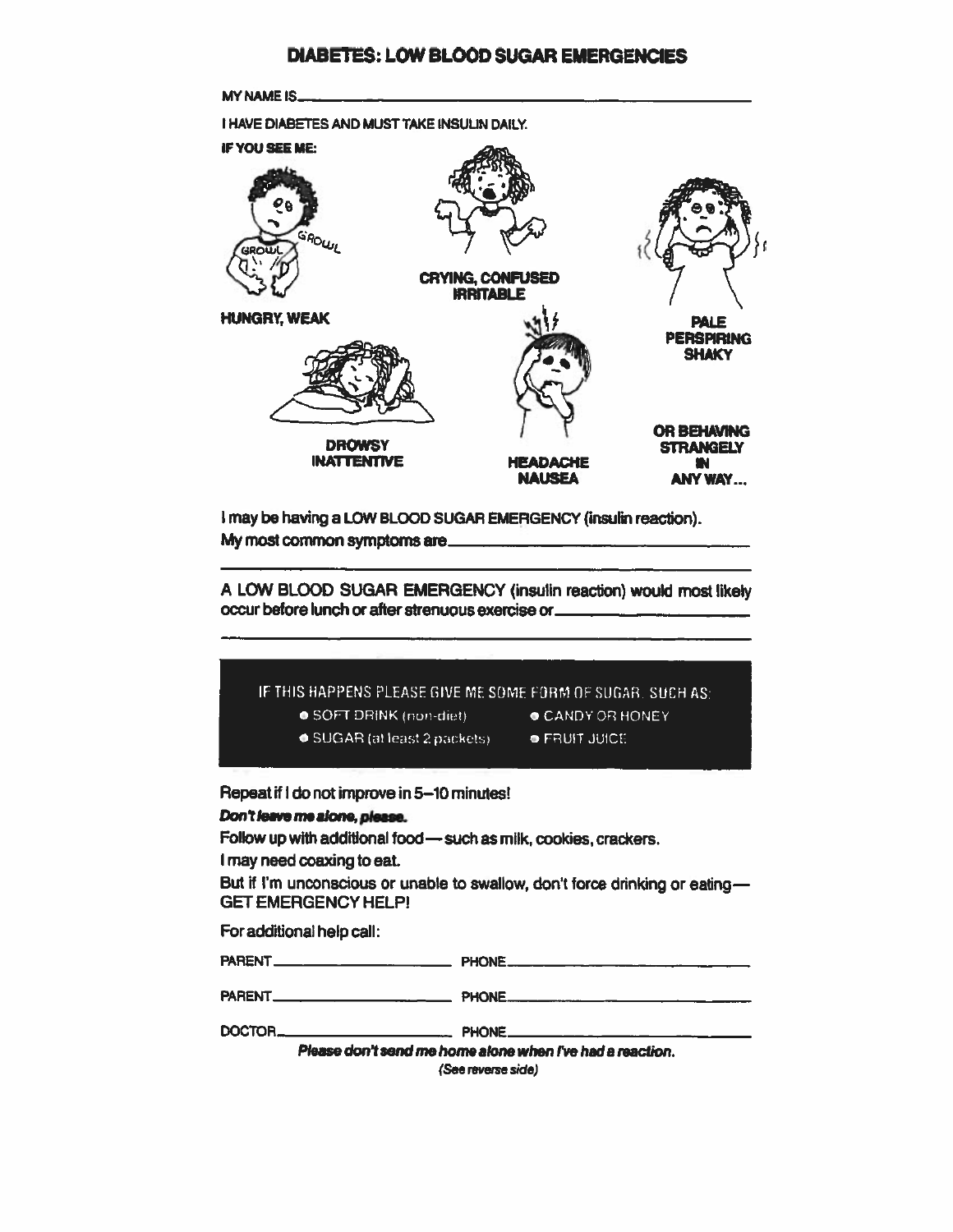# DIABETES: LOW BLOOD SUGAR EMERGENCIES

MY NAME IS ____________________________________________

I HAVE DIABETES AND MUST TAKE INSULIN DAILY.

**IF YOU SEE ME:**

**HUNGRY, WEAK**

**CRYING, CONFUSED IRRITABLE**

**PALE PERSPIRING SHAKY**

**DROWSY INATTENTIVE**

**HEADACHE NAUSEA**

**OR BEHAVING STRANGELY IN ANY WAY...**

I may be having a LOW BLOOD SUGAR EMERGENCY (insulin reaction).

My most common symptoms are ____________________________________________

____________________________________________

A LOW BLOOD SUGAR EMERGENCY (insulin reaction) would most likely occur before lunch or after strenuous exercise or ____________________________________________

____________________________________________

IF THIS HAPPENS PLEASE GIVE ME SOME FORM OF SUGAR, SUCH AS:

- SOFT DRINK (non-diet)
- CANDY OR HONEY
- SUGAR (at least 2 packets)
- FRUIT JUICE

Repeat if I do not improve in 5–10 minutes!

***Don't leave me alone, please.***

Follow up with additional food — such as milk, cookies, crackers.

I may need coaxing to eat.

But if I'm unconscious or unable to swallow, don't force drinking or eating — GET EMERGENCY HELP!

For additional help call:

PARENT ______________________ PHONE ______________________

PARENT ______________________ PHONE ______________________

DOCTOR ______________________ PHONE ______________________

***Please don't send me home alone when I've had a reaction.***

*(See reverse side)*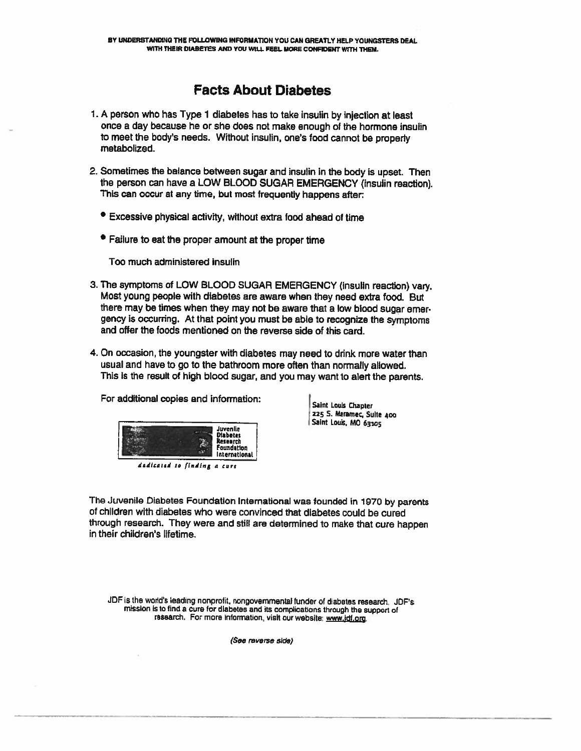**BY UNDERSTANDING THE FOLLOWING INFORMATION YOU CAN GREATLY HELP YOUNGSTERS DEAL WITH THEIR DIABETES AND YOU WILL FEEL MORE CONFIDENT WITH THEM.**

# Facts About Diabetes

1. A person who has Type 1 diabetes has to take insulin by injection at least once a day because he or she does not make enough of the hormone insulin to meet the body's needs. Without insulin, one's food cannot be properly metabolized.

2. Sometimes the balance between sugar and insulin in the body is upset. Then the person can have a LOW BLOOD SUGAR EMERGENCY (insulin reaction). This can occur at any time, but most frequently happens after:

   - Excessive physical activity, without extra food ahead of time
   - Failure to eat the proper amount at the proper time

   Too much administered insulin

3. The symptoms of LOW BLOOD SUGAR EMERGENCY (insulin reaction) vary. Most young people with diabetes are aware when they need extra food. But there may be times when they may not be aware that a low blood sugar emergency is occurring. At that point you must be able to recognize the symptoms and offer the foods mentioned on the reverse side of this card.

4. On occasion, the youngster with diabetes may need to drink more water than usual and have to go to the bathroom more often than normally allowed. This is the result of high blood sugar, and you may want to alert the parents.

For additional copies and information:

Juvenile Diabetes Research Foundation International

*dedicated to finding a cure*

Saint Louis Chapter
225 S. Meramec, Suite 400
Saint Louis, MO 63105

The Juvenile Diabetes Foundation International was founded in 1970 by parents of children with diabetes who were convinced that diabetes could be cured through research. They were and still are determined to make that cure happen in their children's lifetime.

JDF is the world's leading nonprofit, nongovernmental funder of diabetes research. JDF's mission is to find a cure for diabetes and its complications through the support of research. For more information, visit our website: www.jdf.org.

*(See reverse side)*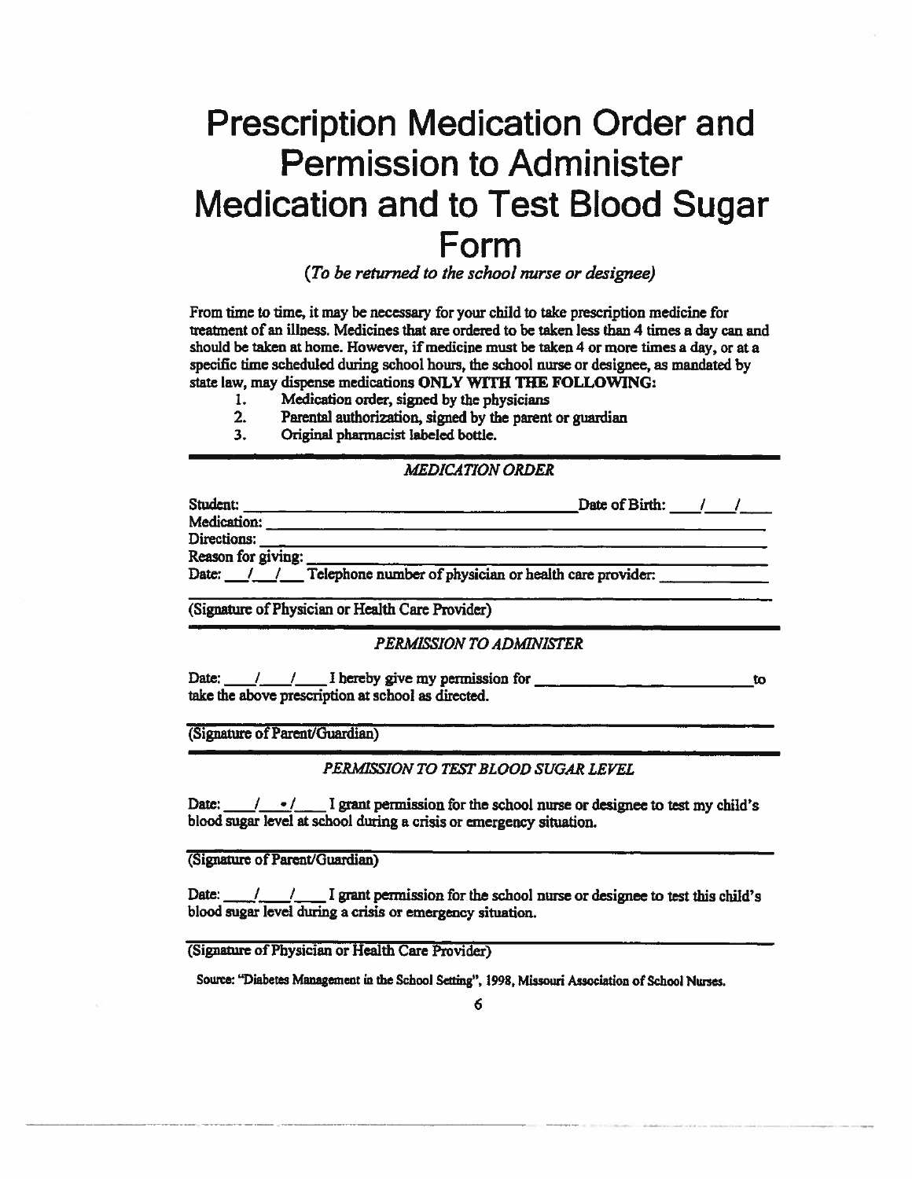# Prescription Medication Order and Permission to Administer Medication and to Test Blood Sugar Form

*(To be returned to the school nurse or designee)*

From time to time, it may be necessary for your child to take prescription medicine for treatment of an illness. Medicines that are ordered to be taken less than 4 times a day can and should be taken at home. However, if medicine must be taken 4 or more times a day, or at a specific time scheduled during school hours, the school nurse or designee, as mandated by state law, may dispense medications **ONLY WITH THE FOLLOWING:**

1. Medication order, signed by the physicians
2. Parental authorization, signed by the parent or guardian
3. Original pharmacist labeled bottle.

---

*MEDICATION ORDER*

Student: ________________________________ Date of Birth: ___/___/___

Medication: ________________________________

Directions: ________________________________

Reason for giving: ________________________________

Date: ___/___/___ Telephone number of physician or health care provider: ____________

________________________________

(Signature of Physician or Health Care Provider)

---

*PERMISSION TO ADMINISTER*

Date: ___/___/___ I hereby give my permission for ________________________ to take the above prescription at school as directed.

________________________________

(Signature of Parent/Guardian)

---

*PERMISSION TO TEST BLOOD SUGAR LEVEL*

Date: ___/___/___ I grant permission for the school nurse or designee to test my child's blood sugar level at school during a crisis or emergency situation.

________________________________

(Signature of Parent/Guardian)

Date: ___/___/___ I grant permission for the school nurse or designee to test this child's blood sugar level during a crisis or emergency situation.

________________________________

(Signature of Physician or Health Care Provider)

Source: "Diabetes Management in the School Setting", 1998, Missouri Association of School Nurses.